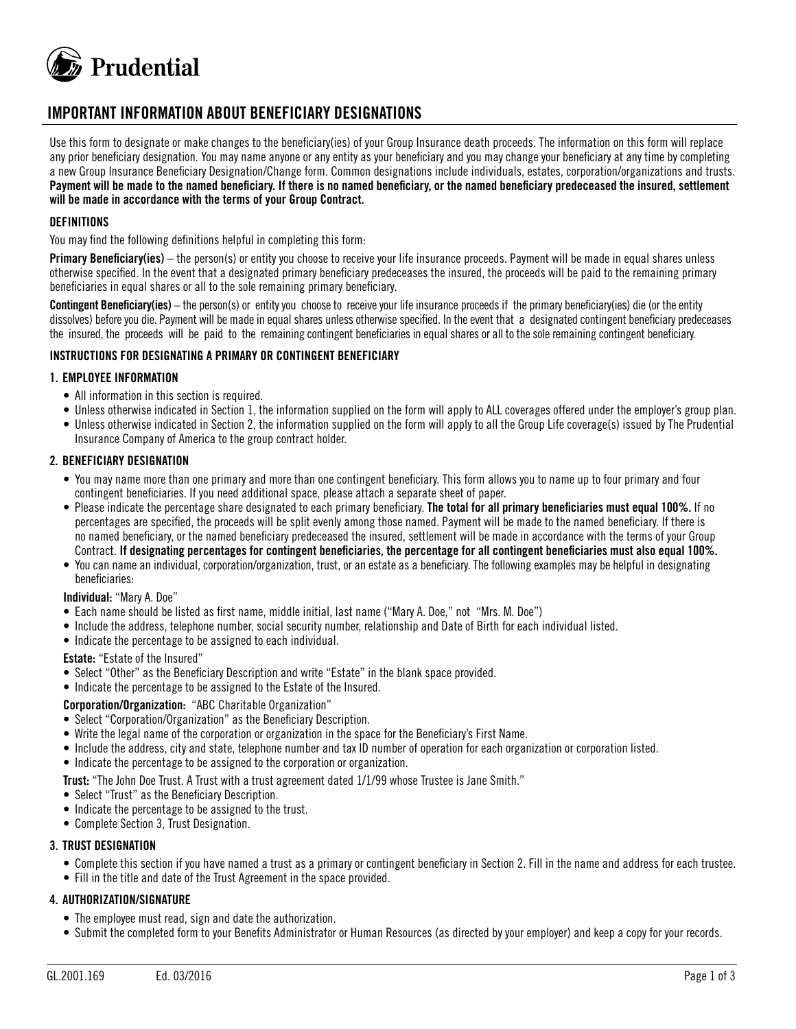Prudential

# IMPORTANT INFORMATION ABOUT BENEFICIARY DESIGNATIONS

Use this form to designate or make changes to the beneficiary(ies) of your Group Insurance death proceeds. The information on this form will replace any prior beneficiary designation. You may name anyone or any entity as your beneficiary and you may change your beneficiary at any time by completing a new Group Insurance Beneficiary Designation/Change form. Common designations include individuals, estates, corporation/organizations and trusts. **Payment will be made to the named beneficiary. If there is no named beneficiary, or the named beneficiary predeceased the insured, settlement will be made in accordance with the terms of your Group Contract.**

### DEFINITIONS

You may find the following definitions helpful in completing this form:

**Primary Beneficiary(ies)** – the person(s) or entity you choose to receive your life insurance proceeds. Payment will be made in equal shares unless otherwise specified. In the event that a designated primary beneficiary predeceases the insured, the proceeds will be paid to the remaining primary beneficiaries in equal shares or all to the sole remaining primary beneficiary.

**Contingent Beneficiary(ies)** – the person(s) or entity you choose to receive your life insurance proceeds if the primary beneficiary(ies) die (or the entity dissolves) before you die. Payment will be made in equal shares unless otherwise specified. In the event that a designated contingent beneficiary predeceases the insured, the proceeds will be paid to the remaining contingent beneficiaries in equal shares or all to the sole remaining contingent beneficiary.

### INSTRUCTIONS FOR DESIGNATING A PRIMARY OR CONTINGENT BENEFICIARY

#### 1. EMPLOYEE INFORMATION

- All information in this section is required.
- Unless otherwise indicated in Section 1, the information supplied on the form will apply to ALL coverages offered under the employer's group plan.
- Unless otherwise indicated in Section 2, the information supplied on the form will apply to all the Group Life coverage(s) issued by The Prudential Insurance Company of America to the group contract holder.

#### 2. BENEFICIARY DESIGNATION

- You may name more than one primary and more than one contingent beneficiary. This form allows you to name up to four primary and four contingent beneficiaries. If you need additional space, please attach a separate sheet of paper.
- Please indicate the percentage share designated to each primary beneficiary. **The total for all primary beneficiaries must equal 100%.** If no percentages are specified, the proceeds will be split evenly among those named. Payment will be made to the named beneficiary. If there is no named beneficiary, or the named beneficiary predeceased the insured, settlement will be made in accordance with the terms of your Group Contract. **If designating percentages for contingent beneficiaries, the percentage for all contingent beneficiaries must also equal 100%.**
- You can name an individual, corporation/organization, trust, or an estate as a beneficiary. The following examples may be helpful in designating beneficiaries:

**Individual:** "Mary A. Doe"

- Each name should be listed as first name, middle initial, last name ("Mary A. Doe," not "Mrs. M. Doe")
- Include the address, telephone number, social security number, relationship and Date of Birth for each individual listed.
- Indicate the percentage to be assigned to each individual.

**Estate:** "Estate of the Insured"

- Select "Other" as the Beneficiary Description and write "Estate" in the blank space provided.
- Indicate the percentage to be assigned to the Estate of the Insured.

**Corporation/Organization:** "ABC Charitable Organization"

- Select "Corporation/Organization" as the Beneficiary Description.
- Write the legal name of the corporation or organization in the space for the Beneficiary's First Name.
- Include the address, city and state, telephone number and tax ID number of operation for each organization or corporation listed.
- Indicate the percentage to be assigned to the corporation or organization.

**Trust:** "The John Doe Trust. A Trust with a trust agreement dated 1/1/99 whose Trustee is Jane Smith."

- Select "Trust" as the Beneficiary Description.
- Indicate the percentage to be assigned to the trust.
- Complete Section 3, Trust Designation.

#### 3. TRUST DESIGNATION

- Complete this section if you have named a trust as a primary or contingent beneficiary in Section 2. Fill in the name and address for each trustee.
- Fill in the title and date of the Trust Agreement in the space provided.

#### 4. AUTHORIZATION/SIGNATURE

- The employee must read, sign and date the authorization.
- Submit the completed form to your Benefits Administrator or Human Resources (as directed by your employer) and keep a copy for your records.

GL.2001.169 Ed. 03/2016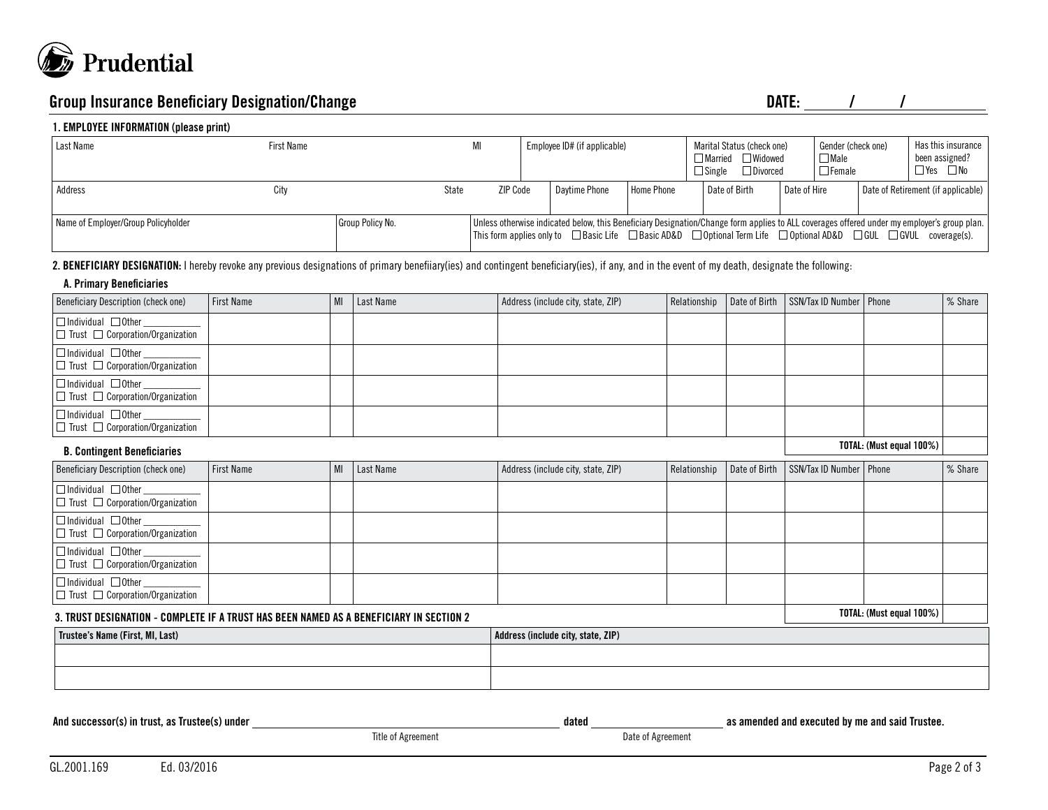**Prudential**

## Group Insurance Beneficiary Designation/Change

**DATE:** ______ / ______ / __________

### 1. EMPLOYEE INFORMATION (please print)

| Last Name | First Name | MI | Employee ID# (if applicable) | Marital Status (check one) ☐ Married ☐ Widowed ☐ Single ☐ Divorced | Gender (check one) ☐ Male ☐ Female | Has this insurance been assigned? ☐ Yes ☐ No |
|---|---|---|---|---|---|---|
| | | | | | | |

| Address | City | State | ZIP Code | Daytime Phone | Home Phone | Date of Birth | Date of Hire | Date of Retirement (if applicable) |
|---|---|---|---|---|---|---|---|---|
| | | | | | | | | |

| Name of Employer/Group Policyholder | Group Policy No. | Unless otherwise indicated below, this Beneficiary Designation/Change form applies to ALL coverages offered under my employer's group plan. This form applies only to ☐ Basic Life ☐ Basic AD&D ☐ Optional Term Life ☐ Optional AD&D ☐ GUL ☐ GVUL coverage(s). |
|---|---|---|
| | | |

**2. BENEFICIARY DESIGNATION:** I hereby revoke any previous designations of primary benefiiary(ies) and contingent beneficiary(ies), if any, and in the event of my death, designate the following:

### A. Primary Beneficiaries

| Beneficiary Description (check one) | First Name | MI | Last Name | Address (include city, state, ZIP) | Relationship | Date of Birth | SSN/Tax ID Number | Phone | % Share |
|---|---|---|---|---|---|---|---|---|---|
| ☐ Individual ☐ Other ________ ☐ Trust ☐ Corporation/Organization | | | | | | | | | |
| ☐ Individual ☐ Other ________ ☐ Trust ☐ Corporation/Organization | | | | | | | | | |
| ☐ Individual ☐ Other ________ ☐ Trust ☐ Corporation/Organization | | | | | | | | | |
| ☐ Individual ☐ Other ________ ☐ Trust ☐ Corporation/Organization | | | | | | | | | |
| | | | | | | | | **TOTAL: (Must equal 100%)** | |

### B. Contingent Beneficiaries

| Beneficiary Description (check one) | First Name | MI | Last Name | Address (include city, state, ZIP) | Relationship | Date of Birth | SSN/Tax ID Number | Phone | % Share |
|---|---|---|---|---|---|---|---|---|---|
| ☐ Individual ☐ Other ________ ☐ Trust ☐ Corporation/Organization | | | | | | | | | |
| ☐ Individual ☐ Other ________ ☐ Trust ☐ Corporation/Organization | | | | | | | | | |
| ☐ Individual ☐ Other ________ ☐ Trust ☐ Corporation/Organization | | | | | | | | | |
| ☐ Individual ☐ Other ________ ☐ Trust ☐ Corporation/Organization | | | | | | | | | |
| | | | | | | | | **TOTAL: (Must equal 100%)** | |

### 3. TRUST DESIGNATION - COMPLETE IF A TRUST HAS BEEN NAMED AS A BENEFICIARY IN SECTION 2

| Trustee's Name (First, MI, Last) | Address (include city, state, ZIP) |
|---|---|
| | |
| | |

**And successor(s) in trust, as Trustee(s) under** ______________________________ **dated** ________________ **as amended and executed by me and said Trustee.**

Title of Agreement — Date of Agreement

GL.2001.169 Ed. 03/2016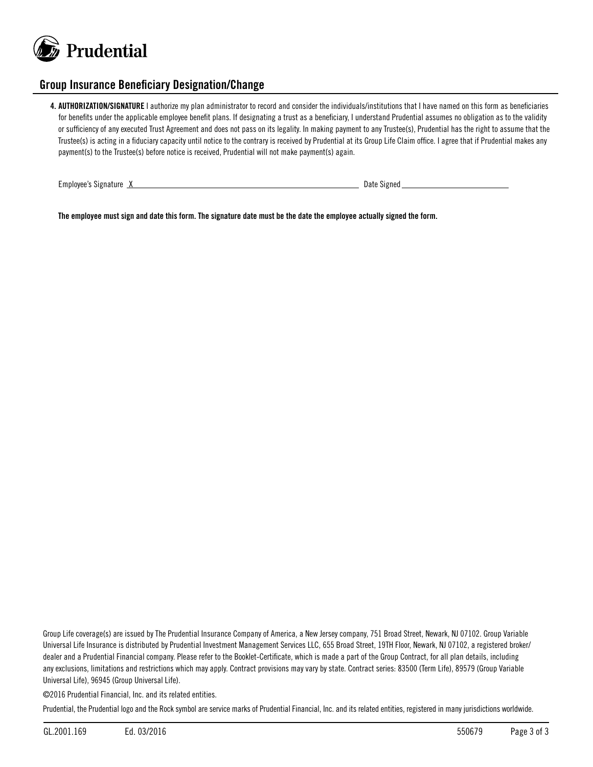## Group Insurance Beneficiary Designation/Change

**4. AUTHORIZATION/SIGNATURE** I authorize my plan administrator to record and consider the individuals/institutions that I have named on this form as beneficiaries for benefits under the applicable employee benefit plans. If designating a trust as a beneficiary, I understand Prudential assumes no obligation as to the validity or sufficiency of any executed Trust Agreement and does not pass on its legality. In making payment to any Trustee(s), Prudential has the right to assume that the Trustee(s) is acting in a fiduciary capacity until notice to the contrary is received by Prudential at its Group Life Claim office. I agree that if Prudential makes any payment(s) to the Trustee(s) before notice is received, Prudential will not make payment(s) again.

Employee's Signature X\_\_\_\_\_\_\_\_\_\_\_\_\_\_\_\_\_\_\_\_\_\_\_\_\_\_\_\_\_\_\_\_\_\_\_\_\_\_ Date Signed \_\_\_\_\_\_\_\_\_\_\_\_\_\_\_\_\_\_\_\_

**The employee must sign and date this form. The signature date must be the date the employee actually signed the form.**

Group Life coverage(s) are issued by The Prudential Insurance Company of America, a New Jersey company, 751 Broad Street, Newark, NJ 07102. Group Variable Universal Life Insurance is distributed by Prudential Investment Management Services LLC, 655 Broad Street, 19TH Floor, Newark, NJ 07102, a registered broker/dealer and a Prudential Financial company. Please refer to the Booklet-Certificate, which is made a part of the Group Contract, for all plan details, including any exclusions, limitations and restrictions which may apply. Contract provisions may vary by state. Contract series: 83500 (Term Life), 89579 (Group Variable Universal Life), 96945 (Group Universal Life).

©2016 Prudential Financial, Inc. and its related entities.

Prudential, the Prudential logo and the Rock symbol are service marks of Prudential Financial, Inc. and its related entities, registered in many jurisdictions worldwide.

GL.2001.169 Ed. 03/2016 550679